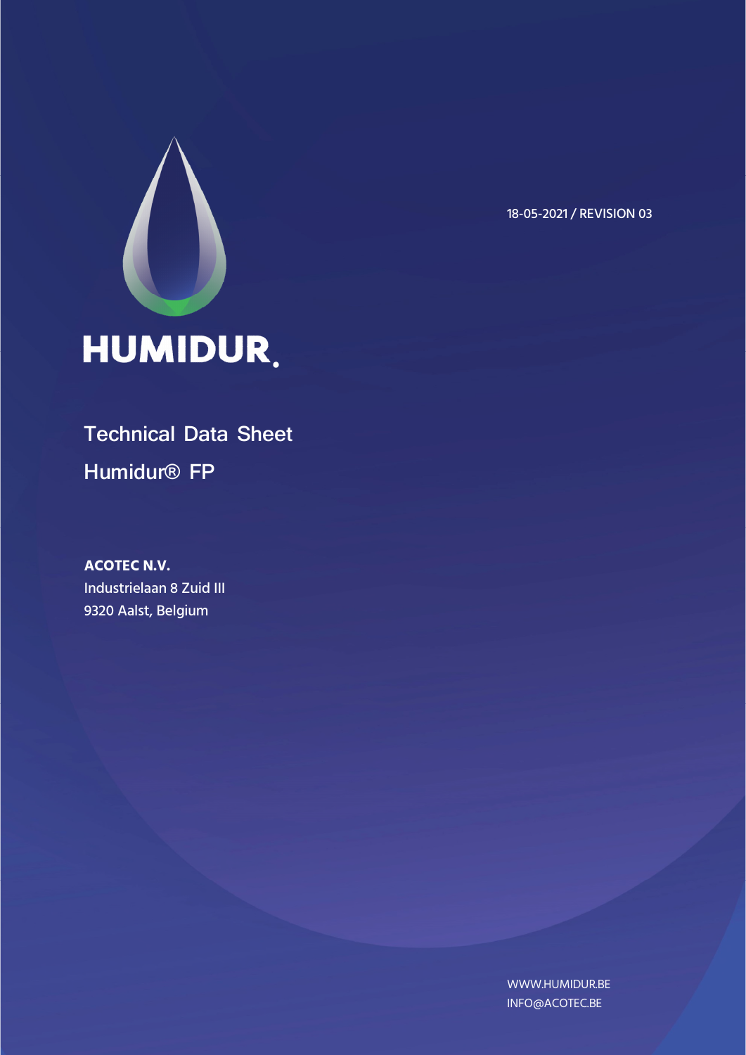18-05-2021 / REVISION 03

HUMIDUR.

# Technical Data Sheet

## Humidur® FP

**ACOTEC N.V.**
Industrielaan 8 Zuid III
9320 Aalst, Belgium

WWW.HUMIDUR.BE
INFO@ACOTEC.BE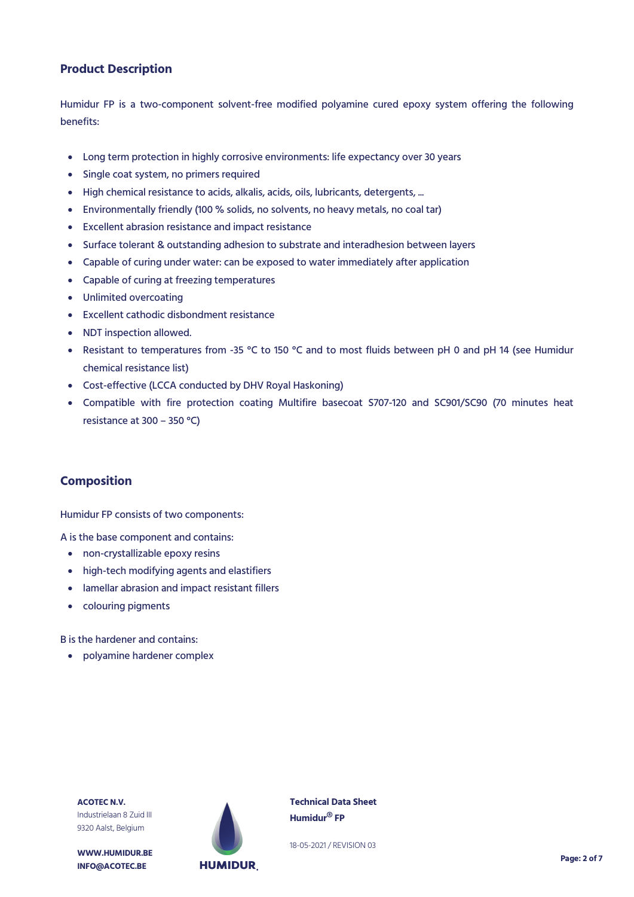## Product Description

Humidur FP is a two-component solvent-free modified polyamine cured epoxy system offering the following benefits:

- Long term protection in highly corrosive environments: life expectancy over 30 years
- Single coat system, no primers required
- High chemical resistance to acids, alkalis, acids, oils, lubricants, detergents, ...
- Environmentally friendly (100 % solids, no solvents, no heavy metals, no coal tar)
- Excellent abrasion resistance and impact resistance
- Surface tolerant & outstanding adhesion to substrate and interadhesion between layers
- Capable of curing under water: can be exposed to water immediately after application
- Capable of curing at freezing temperatures
- Unlimited overcoating
- Excellent cathodic disbondment resistance
- NDT inspection allowed.
- Resistant to temperatures from -35 °C to 150 °C and to most fluids between pH 0 and pH 14 (see Humidur chemical resistance list)
- Cost-effective (LCCA conducted by DHV Royal Haskoning)
- Compatible with fire protection coating Multifire basecoat S707-120 and SC901/SC90 (70 minutes heat resistance at 300 – 350 °C)

## Composition

Humidur FP consists of two components:

A is the base component and contains:

- non-crystallizable epoxy resins
- high-tech modifying agents and elastifiers
- lamellar abrasion and impact resistant fillers
- colouring pigments

B is the hardener and contains:

- polyamine hardener complex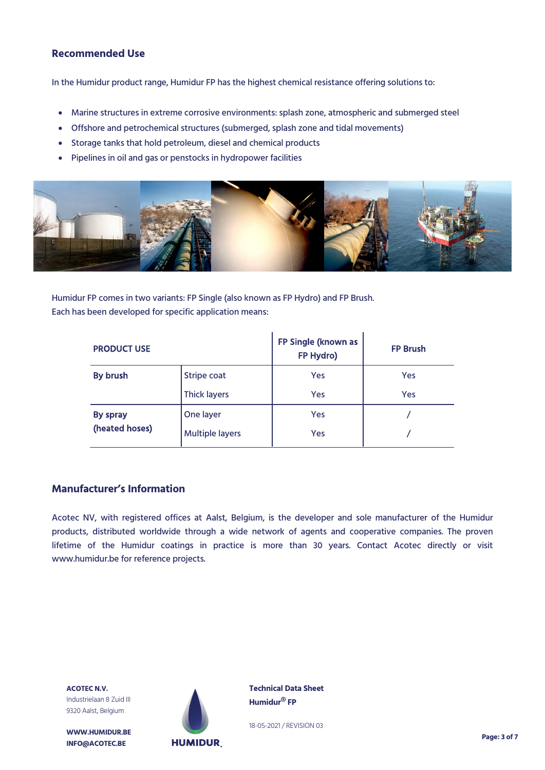## Recommended Use

In the Humidur product range, Humidur FP has the highest chemical resistance offering solutions to:

- Marine structures in extreme corrosive environments: splash zone, atmospheric and submerged steel
- Offshore and petrochemical structures (submerged, splash zone and tidal movements)
- Storage tanks that hold petroleum, diesel and chemical products
- Pipelines in oil and gas or penstocks in hydropower facilities

Humidur FP comes in two variants: FP Single (also known as FP Hydro) and FP Brush.
Each has been developed for specific application means:

| PRODUCT USE | | FP Single (known as FP Hydro) | FP Brush |
|---|---|---|---|
| **By brush** | Stripe coat | Yes | Yes |
| | Thick layers | Yes | Yes |
| **By spray (heated hoses)** | One layer | Yes | / |
| | Multiple layers | Yes | / |

## Manufacturer's Information

Acotec NV, with registered offices at Aalst, Belgium, is the developer and sole manufacturer of the Humidur products, distributed worldwide through a wide network of agents and cooperative companies. The proven lifetime of the Humidur coatings in practice is more than 30 years. Contact Acotec directly or visit www.humidur.be for reference projects.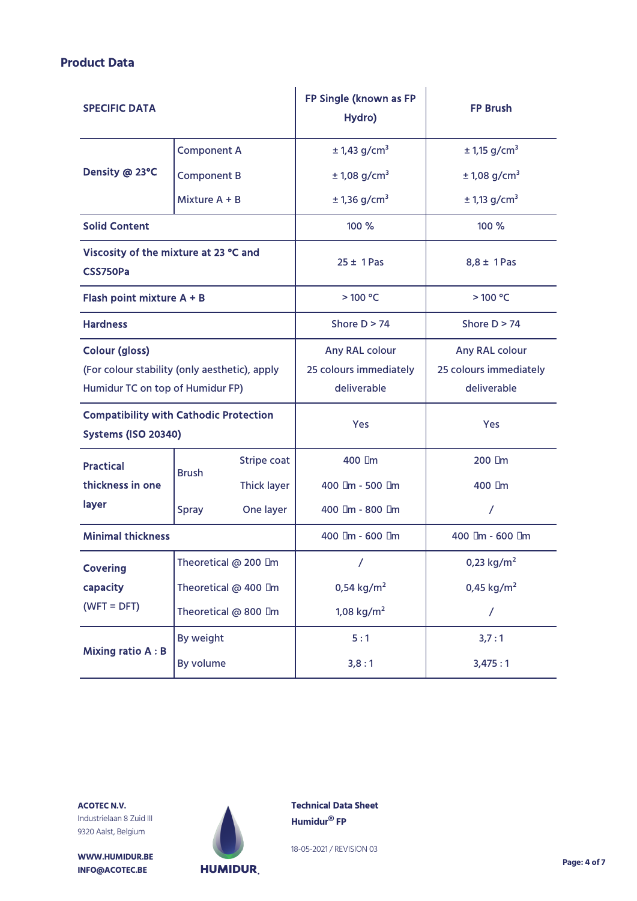## Product Data

| SPECIFIC DATA | | | FP Single (known as FP Hydro) | FP Brush |
|---|---|---|---|---|
| Density @ 23°C | Component A | | ± 1,43 g/cm³ | ± 1,15 g/cm³ |
| | Component B | | ± 1,08 g/cm³ | ± 1,08 g/cm³ |
| | Mixture A + B | | ± 1,36 g/cm³ | ± 1,13 g/cm³ |
| Solid Content | | | 100 % | 100 % |
| Viscosity of the mixture at 23 °C and CSS750Pa | | | 25 ± 1 Pas | 8,8 ± 1 Pas |
| Flash point mixture A + B | | | > 100 °C | > 100 °C |
| Hardness | | | Shore D > 74 | Shore D > 74 |
| Colour (gloss) (For colour stability (only aesthetic), apply Humidur TC on top of Humidur FP) | | | Any RAL colour 25 colours immediately deliverable | Any RAL colour 25 colours immediately deliverable |
| Compatibility with Cathodic Protection Systems (ISO 20340) | | | Yes | Yes |
| Practical thickness in one layer | Brush | Stripe coat | 400 µm | 200 µm |
| | | Thick layer | 400 µm - 500 µm | 400 µm |
| | Spray | One layer | 400 µm - 800 µm | / |
| Minimal thickness | | | 400 µm - 600 µm | 400 µm - 600 µm |
| Covering capacity (WFT = DFT) | Theoretical @ 200 µm | | / | 0,23 kg/m² |
| | Theoretical @ 400 µm | | 0,54 kg/m² | 0,45 kg/m² |
| | Theoretical @ 800 µm | | 1,08 kg/m² | / |
| Mixing ratio A : B | By weight | | 5 : 1 | 3,7 : 1 |
| | By volume | | 3,8 : 1 | 3,475 : 1 |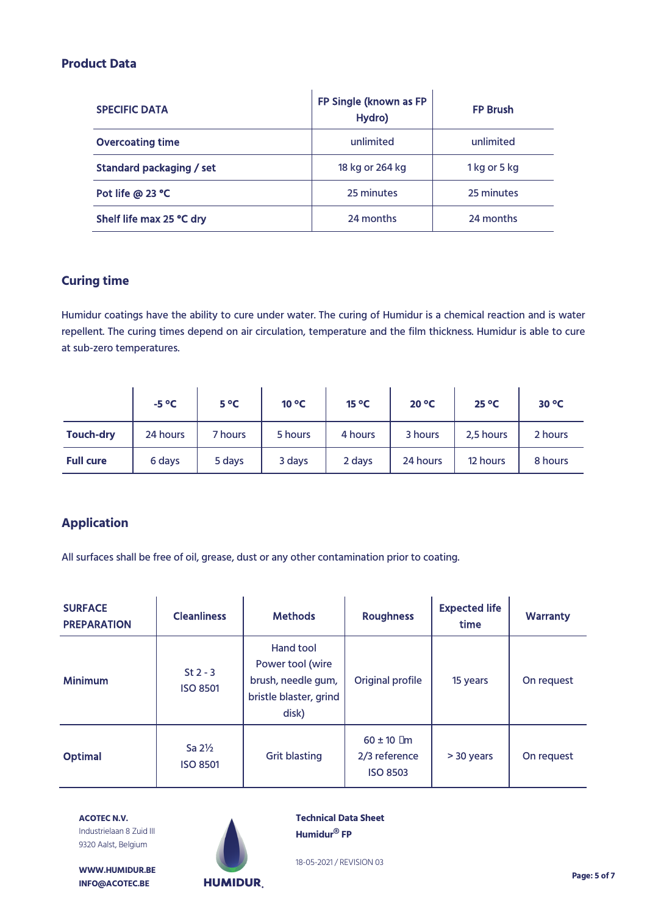## Product Data

| SPECIFIC DATA | FP Single (known as FP Hydro) | FP Brush |
|---|---|---|
| **Overcoating time** | unlimited | unlimited |
| **Standard packaging / set** | 18 kg or 264 kg | 1 kg or 5 kg |
| **Pot life @ 23 °C** | 25 minutes | 25 minutes |
| **Shelf life max 25 °C dry** | 24 months | 24 months |

## Curing time

Humidur coatings have the ability to cure under water. The curing of Humidur is a chemical reaction and is water repellent. The curing times depend on air circulation, temperature and the film thickness. Humidur is able to cure at sub-zero temperatures.

| | -5 °C | 5 °C | 10 °C | 15 °C | 20 °C | 25 °C | 30 °C |
|---|---|---|---|---|---|---|---|
| **Touch-dry** | 24 hours | 7 hours | 5 hours | 4 hours | 3 hours | 2,5 hours | 2 hours |
| **Full cure** | 6 days | 5 days | 3 days | 2 days | 24 hours | 12 hours | 8 hours |

## Application

All surfaces shall be free of oil, grease, dust or any other contamination prior to coating.

| SURFACE PREPARATION | Cleanliness | Methods | Roughness | Expected life time | Warranty |
|---|---|---|---|---|---|
| **Minimum** | St 2 - 3<br>ISO 8501 | Hand tool<br>Power tool (wire brush, needle gum, bristle blaster, grind disk) | Original profile | 15 years | On request |
| **Optimal** | Sa 2½<br>ISO 8501 | Grit blasting | 60 ± 10 µm<br>2/3 reference<br>ISO 8503 | > 30 years | On request |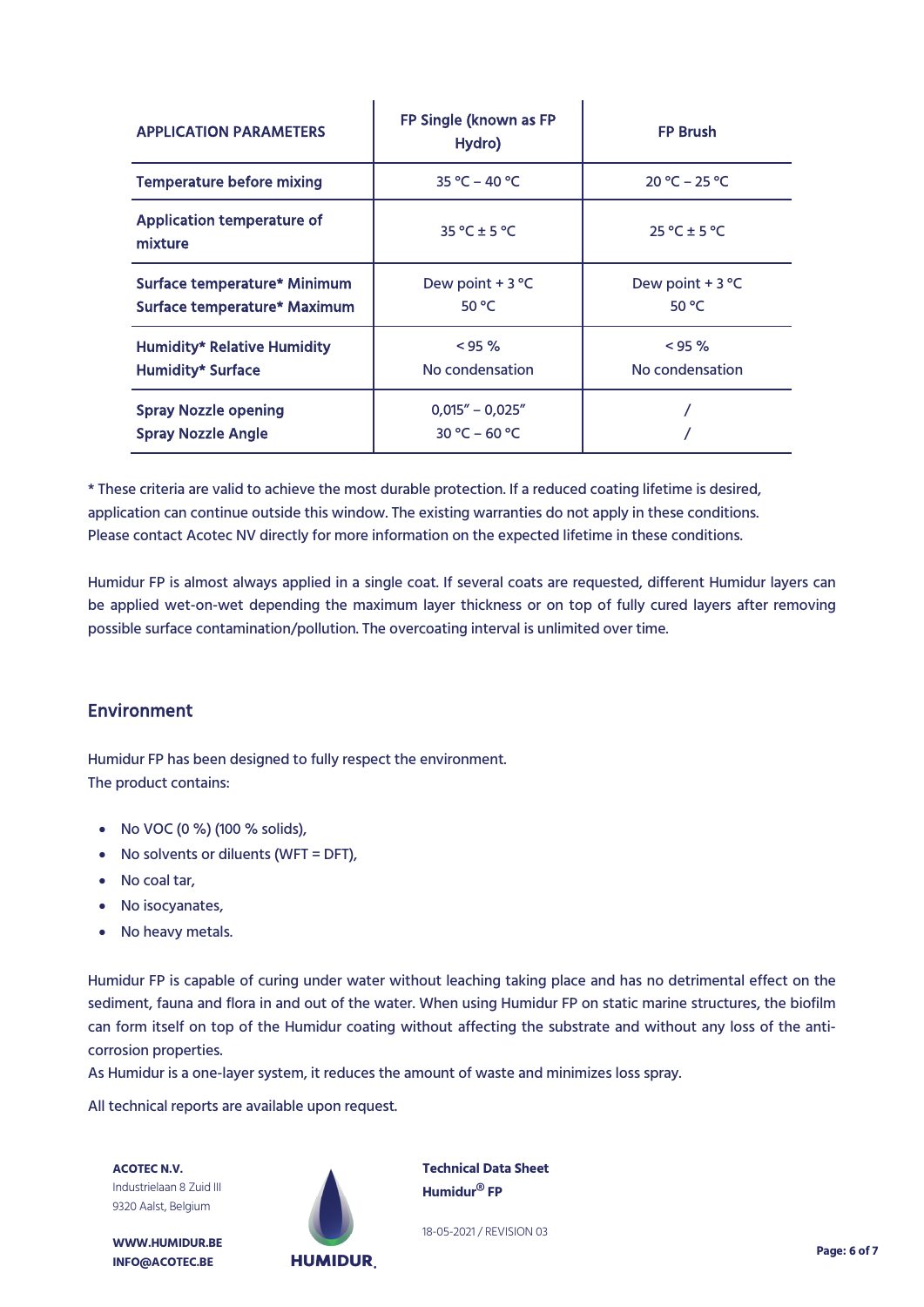| APPLICATION PARAMETERS | FP Single (known as FP Hydro) | FP Brush |
|---|---|---|
| Temperature before mixing | 35 °C – 40 °C | 20 °C – 25 °C |
| Application temperature of mixture | 35 °C ± 5 °C | 25 °C ± 5 °C |
| Surface temperature* Minimum<br>Surface temperature* Maximum | Dew point + 3 °C<br>50 °C | Dew point + 3 °C<br>50 °C |
| Humidity* Relative Humidity<br>Humidity* Surface | < 95 %<br>No condensation | < 95 %<br>No condensation |
| Spray Nozzle opening<br>Spray Nozzle Angle | 0,015" – 0,025"<br>30 °C – 60 °C | /<br>/ |

* These criteria are valid to achieve the most durable protection. If a reduced coating lifetime is desired, application can continue outside this window. The existing warranties do not apply in these conditions. Please contact Acotec NV directly for more information on the expected lifetime in these conditions.

Humidur FP is almost always applied in a single coat. If several coats are requested, different Humidur layers can be applied wet-on-wet depending the maximum layer thickness or on top of fully cured layers after removing possible surface contamination/pollution. The overcoating interval is unlimited over time.

## Environment

Humidur FP has been designed to fully respect the environment.
The product contains:

- No VOC (0 %) (100 % solids),
- No solvents or diluents (WFT = DFT),
- No coal tar,
- No isocyanates,
- No heavy metals.

Humidur FP is capable of curing under water without leaching taking place and has no detrimental effect on the sediment, fauna and flora in and out of the water. When using Humidur FP on static marine structures, the biofilm can form itself on top of the Humidur coating without affecting the substrate and without any loss of the anti-corrosion properties.
As Humidur is a one-layer system, it reduces the amount of waste and minimizes loss spray.

All technical reports are available upon request.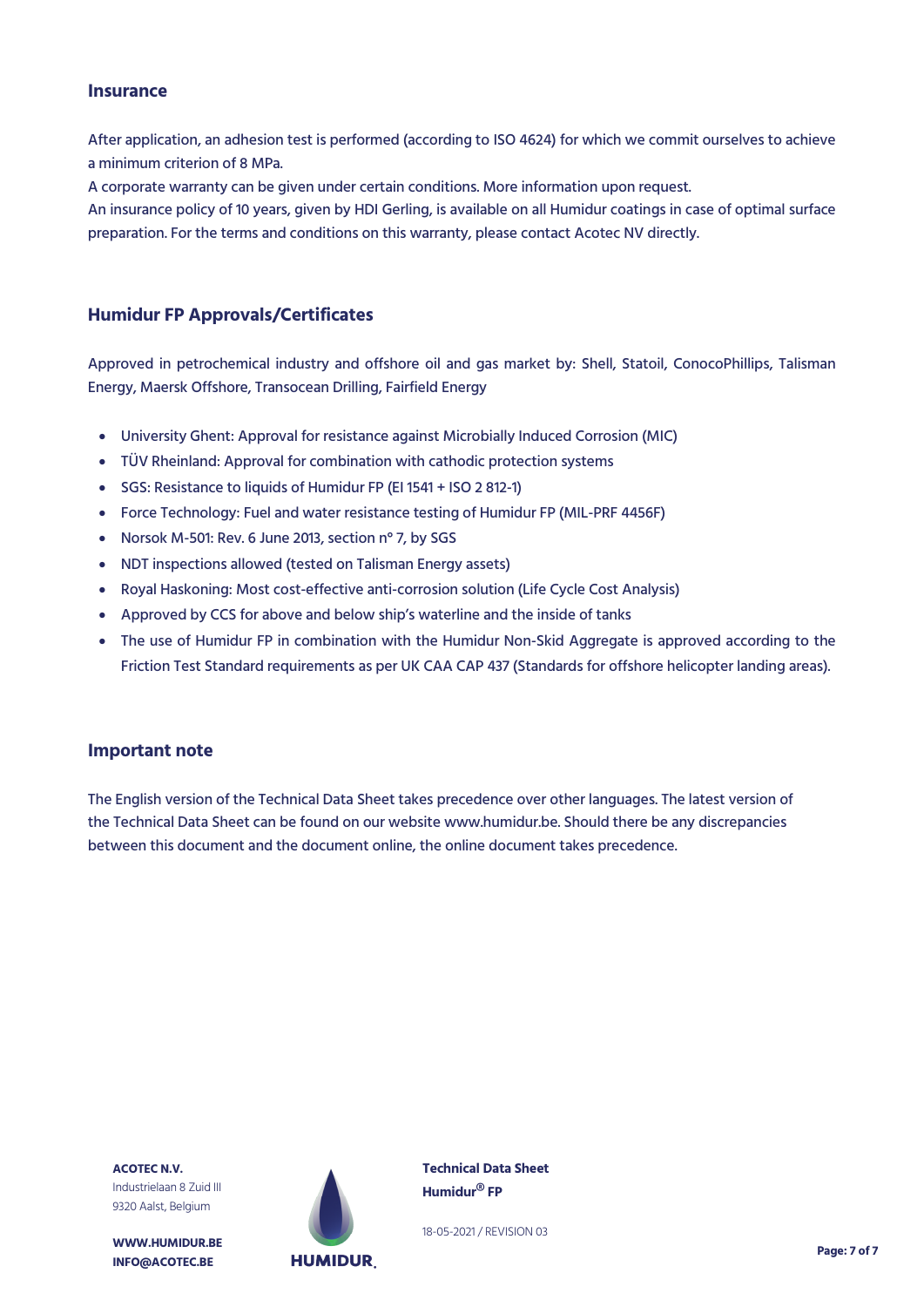## Insurance

After application, an adhesion test is performed (according to ISO 4624) for which we commit ourselves to achieve a minimum criterion of 8 MPa.

A corporate warranty can be given under certain conditions. More information upon request.

An insurance policy of 10 years, given by HDI Gerling, is available on all Humidur coatings in case of optimal surface preparation. For the terms and conditions on this warranty, please contact Acotec NV directly.

## Humidur FP Approvals/Certificates

Approved in petrochemical industry and offshore oil and gas market by: Shell, Statoil, ConocoPhillips, Talisman Energy, Maersk Offshore, Transocean Drilling, Fairfield Energy

- University Ghent: Approval for resistance against Microbially Induced Corrosion (MIC)
- TÜV Rheinland: Approval for combination with cathodic protection systems
- SGS: Resistance to liquids of Humidur FP (EI 1541 + ISO 2 812-1)
- Force Technology: Fuel and water resistance testing of Humidur FP (MIL-PRF 4456F)
- Norsok M-501: Rev. 6 June 2013, section n° 7, by SGS
- NDT inspections allowed (tested on Talisman Energy assets)
- Royal Haskoning: Most cost-effective anti-corrosion solution (Life Cycle Cost Analysis)
- Approved by CCS for above and below ship's waterline and the inside of tanks
- The use of Humidur FP in combination with the Humidur Non-Skid Aggregate is approved according to the Friction Test Standard requirements as per UK CAA CAP 437 (Standards for offshore helicopter landing areas).

## Important note

The English version of the Technical Data Sheet takes precedence over other languages. The latest version of the Technical Data Sheet can be found on our website www.humidur.be. Should there be any discrepancies between this document and the document online, the online document takes precedence.